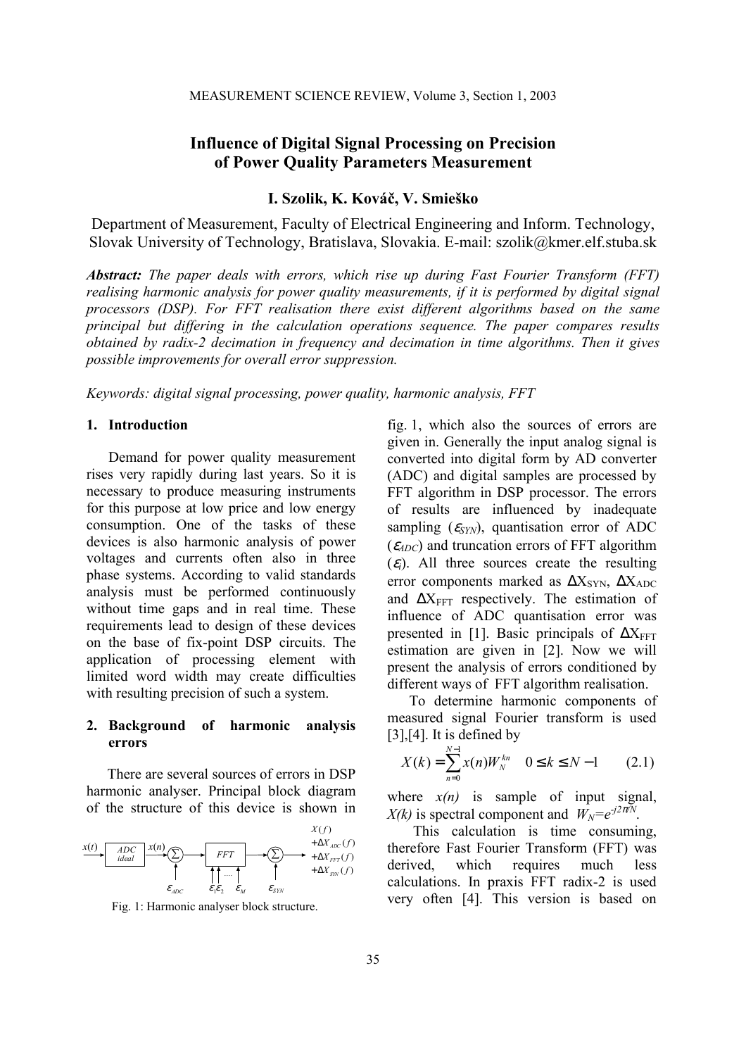# Influence of Digital Signal Processing on Precision of Power Quality Parameters Measurement

**I. Szolik, K. Kováč, V. Smieško**

Department of Measurement, Faculty of Electrical Engineering and Inform. Technology, Slovak University of Technology, Bratislava, Slovakia. E-mail: szolik@kmer.elf.stuba.sk

***Abstract:*** *The paper deals with errors, which rise up during Fast Fourier Transform (FFT) realising harmonic analysis for power quality measurements, if it is performed by digital signal processors (DSP). For FFT realisation there exist different algorithms based on the same principal but differing in the calculation operations sequence. The paper compares results obtained by radix-2 decimation in frequency and decimation in time algorithms. Then it gives possible improvements for overall error suppression.*

*Keywords: digital signal processing, power quality, harmonic analysis, FFT*

## 1. Introduction

Demand for power quality measurement rises very rapidly during last years. So it is necessary to produce measuring instruments for this purpose at low price and low energy consumption. One of the tasks of these devices is also harmonic analysis of power voltages and currents often also in three phase systems. According to valid standards analysis must be performed continuously without time gaps and in real time. These requirements lead to design of these devices on the base of fix-point DSP circuits. The application of processing element with limited word width may create difficulties with resulting precision of such a system.

## 2. Background of harmonic analysis errors

There are several sources of errors in DSP harmonic analyser. Principal block diagram of the structure of this device is shown in fig. 1, which also the sources of errors are given in. Generally the input analog signal is converted into digital form by AD converter (ADC) and digital samples are processed by FFT algorithm in DSP processor. The errors of results are influenced by inadequate sampling ($\varepsilon_{SYN}$), quantisation error of ADC ($\varepsilon_{ADC}$) and truncation errors of FFT algorithm ($\varepsilon_i$). All three sources create the resulting error components marked as $\Delta X_{SYN}$, $\Delta X_{ADC}$ and $\Delta X_{FFT}$ respectively. The estimation of influence of ADC quantisation error was presented in [1]. Basic principals of $\Delta X_{FFT}$ estimation are given in [2]. Now we will present the analysis of errors conditioned by different ways of FFT algorithm realisation.

Fig. 1: Harmonic analyser block structure.

To determine harmonic components of measured signal Fourier transform is used [3],[4]. It is defined by

$$X(k) = \sum_{n=0}^{N-1} x(n) W_N^{kn} \quad 0 \le k \le N-1 \qquad (2.1)$$

where $x(n)$ is sample of input signal, $X(k)$ is spectral component and $W_N = e^{-j2\pi/N}$.

This calculation is time consuming, therefore Fast Fourier Transform (FFT) was derived, which requires much less calculations. In praxis FFT radix-2 is used very often [4]. This version is based on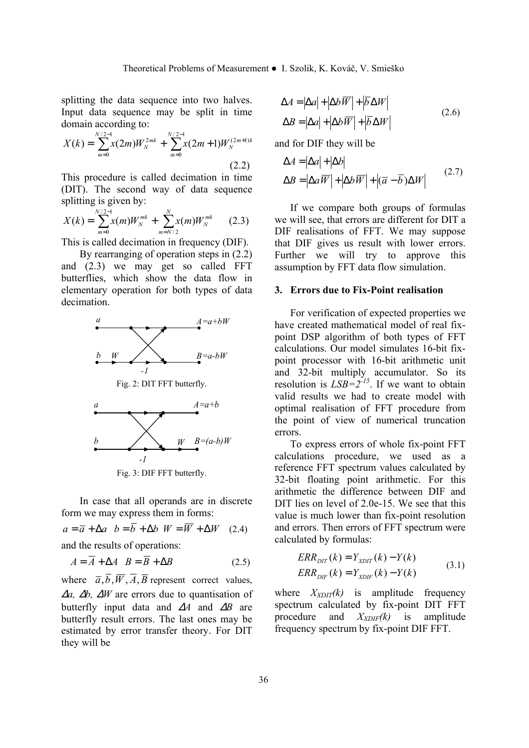splitting the data sequence into two halves. Input data sequence may be split in time domain according to:

$$X(k) = \sum_{m=0}^{N/2-1} x(2m) W_N^{2mk} + \sum_{m=0}^{N/2-1} x(2m+1) W_N^{(2m+1)k} \tag{2.2}$$

This procedure is called decimation in time (DIT). The second way of data sequence splitting is given by:

$$X(k) = \sum_{m=0}^{N/2-1} x(m) W_N^{mk} + \sum_{m=N/2}^{N} x(m) W_N^{mk} \tag{2.3}$$

This is called decimation in frequency (DIF).

By rearranging of operation steps in (2.2) and (2.3) we may get so called FFT butterflies, which show the data flow in elementary operation for both types of data decimation.

Fig. 2: DIT FFT butterfly.

Fig. 3: DIF FFT butterfly.

In case that all operands are in discrete form we may express them in forms:

$$a = \overline{a} + \Delta a \quad b = \overline{b} + \Delta b \quad W = \overline{W} + \Delta W \tag{2.4}$$

and the results of operations:

$$A = \overline{A} + \Delta A \quad B = \overline{B} + \Delta B \tag{2.5}$$

where $\overline{a}, \overline{b}, \overline{W}, \overline{A}, \overline{B}$ represent correct values, $\Delta a$, $\Delta b$, $\Delta W$ are errors due to quantisation of butterfly input data and $\Delta A$ and $\Delta B$ are butterfly result errors. The last ones may be estimated by error transfer theory. For DIT they will be

$$\begin{aligned} \Delta A &= |\Delta a| + |\Delta b \overline{W}| + |\overline{b} \Delta W| \\ \Delta B &= |\Delta a| + |\Delta b \overline{W}| + |\overline{b} \Delta W| \end{aligned} \tag{2.6}$$

and for DIF they will be

$$\begin{aligned} \Delta A &= |\Delta a| + |\Delta b| \\ \Delta B &= |\Delta a \overline{W}| + |\Delta b \overline{W}| + |(\overline{a} - \overline{b}) \Delta W| \end{aligned} \tag{2.7}$$

If we compare both groups of formulas we will see, that errors are different for DIT a DIF realisations of FFT. We may suppose that DIF gives us result with lower errors. Further we will try to approve this assumption by FFT data flow simulation.

## 3. Errors due to Fix-Point realisation

For verification of expected properties we have created mathematical model of real fix-point DSP algorithm of both types of FFT calculations. Our model simulates 16-bit fix-point processor with 16-bit arithmetic unit and 32-bit multiply accumulator. So its resolution is $LSB=2^{-15}$. If we want to obtain valid results we had to create model with optimal realisation of FFT procedure from the point of view of numerical truncation errors.

To express errors of whole fix-point FFT calculations procedure, we used as a reference FFT spectrum values calculated by 32-bit floating point arithmetic. For this arithmetic the difference between DIF and DIT lies on level of 2.0e-15. We see that this value is much lower than fix-point resolution and errors. Then errors of FFT spectrum were calculated by formulas:

$$\begin{aligned} ERR_{DIT}(k) &= Y_{XDIT}(k) - Y(k) \\ ERR_{DIF}(k) &= Y_{XDIF}(k) - Y(k) \end{aligned} \tag{3.1}$$

where $X_{XDIT}(k)$ is amplitude frequency spectrum calculated by fix-point DIT FFT procedure and $X_{XDIF}(k)$ is amplitude frequency spectrum by fix-point DIF FFT.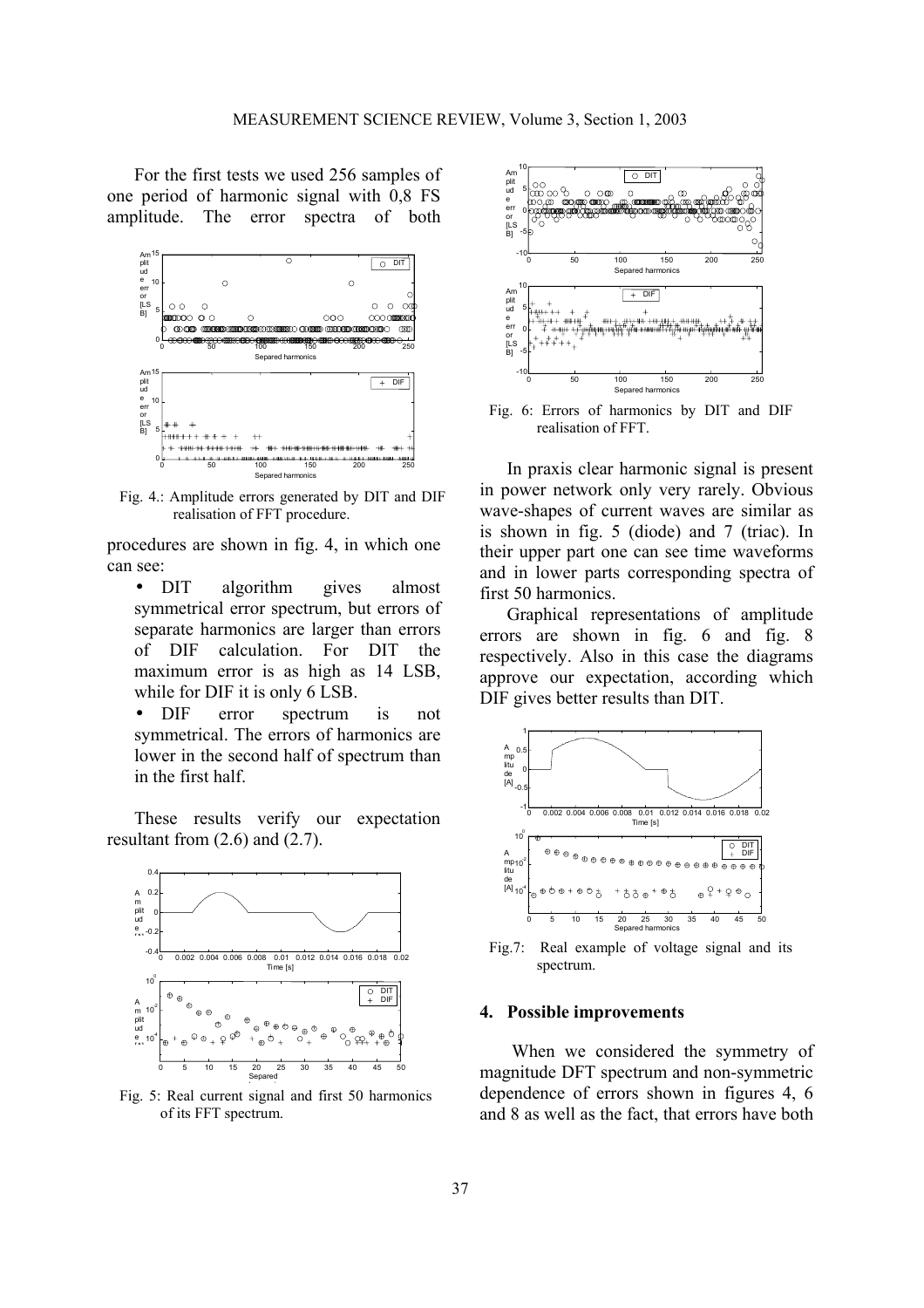For the first tests we used 256 samples of one period of harmonic signal with 0,8 FS amplitude. The error spectra of both procedures are shown in fig. 4, in which one can see:

Fig. 4.: Amplitude errors generated by DIT and DIF realisation of FFT procedure.

- DIT algorithm gives almost symmetrical error spectrum, but errors of separate harmonics are larger than errors of DIF calculation. For DIT the maximum error is as high as 14 LSB, while for DIF it is only 6 LSB.
- DIF error spectrum is not symmetrical. The errors of harmonics are lower in the second half of spectrum than in the first half.

These results verify our expectation resultant from (2.6) and (2.7).

Fig. 5: Real current signal and first 50 harmonics of its FFT spectrum.

Fig. 6: Errors of harmonics by DIT and DIF realisation of FFT.

In praxis clear harmonic signal is present in power network only very rarely. Obvious wave-shapes of current waves are similar as is shown in fig. 5 (diode) and 7 (triac). In their upper part one can see time waveforms and in lower parts corresponding spectra of first 50 harmonics.

Graphical representations of amplitude errors are shown in fig. 6 and fig. 8 respectively. Also in this case the diagrams approve our expectation, according which DIF gives better results than DIT.

Fig.7: Real example of voltage signal and its spectrum.

## 4. Possible improvements

When we considered the symmetry of magnitude DFT spectrum and non-symmetric dependence of errors shown in figures 4, 6 and 8 as well as the fact, that errors have both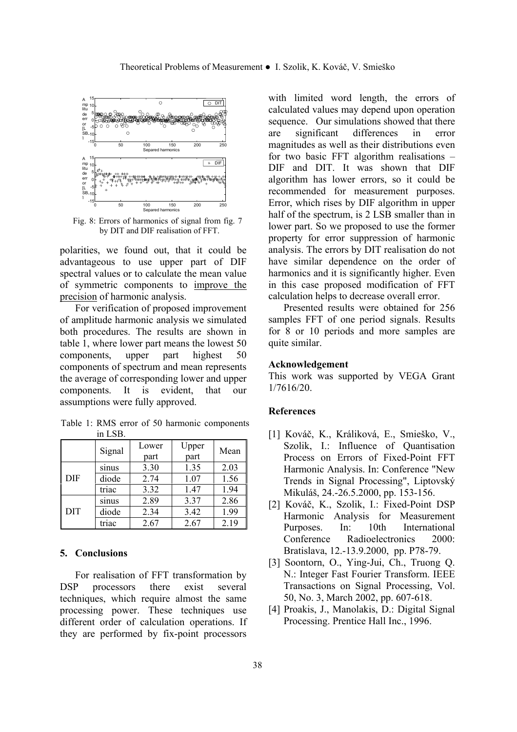A
mp
litu
de
err
or
[L
SB
]

15
10
5
0
-5
-10
-15

0 50 100 150 200 250

Separed harmonics

DIT

A
mp
litu
de
err
or
[L
SB
]

15
10
5
0
-5
-10
-15

0 50 100 150 200 250

Separed harmonics

DIF

Fig. 8: Errors of harmonics of signal from fig. 7 by DIT and DIF realisation of FFT.

polarities, we found out, that it could be advantageous to use upper part of DIF spectral values or to calculate the mean value of symmetric components to improve the precision of harmonic analysis.

For verification of proposed improvement of amplitude harmonic analysis we simulated both procedures. The results are shown in table 1, where lower part means the lowest 50 components, upper part highest 50 components of spectrum and mean represents the average of corresponding lower and upper components. It is evident, that our assumptions were fully approved.

Table 1: RMS error of 50 harmonic components in LSB.

| | Signal | Lower part | Upper part | Mean |
|---|---|---|---|---|
| DIF | sinus | 3.30 | 1.35 | 2.03 |
| | diode | 2.74 | 1.07 | 1.56 |
| | triac | 3.32 | 1.47 | 1.94 |
| DIT | sinus | 2.89 | 3.37 | 2.86 |
| | diode | 2.34 | 3.42 | 1.99 |
| | triac | 2.67 | 2.67 | 2.19 |

## 5. Conclusions

For realisation of FFT transformation by DSP processors there exist several techniques, which require almost the same processing power. These techniques use different order of calculation operations. If they are performed by fix-point processors with limited word length, the errors of calculated values may depend upon operation sequence. Our simulations showed that there are significant differences in error magnitudes as well as their distributions even for two basic FFT algorithm realisations – DIF and DIT. It was shown that DIF algorithm has lower errors, so it could be recommended for measurement purposes. Error, which rises by DIF algorithm in upper half of the spectrum, is 2 LSB smaller than in lower part. So we proposed to use the former property for error suppression of harmonic analysis. The errors by DIT realisation do not have similar dependence on the order of harmonics and it is significantly higher. Even in this case proposed modification of FFT calculation helps to decrease overall error.

Presented results were obtained for 256 samples FFT of one period signals. Results for 8 or 10 periods and more samples are quite similar.

### Acknowledgement

This work was supported by VEGA Grant 1/7616/20.

### References

[1] Kováč, K., Králiková, E., Smieško, V., Szolik, I.: Influence of Quantisation Process on Errors of Fixed-Point FFT Harmonic Analysis. In: Conference "New Trends in Signal Processing", Liptovský Mikuláš, 24.-26.5.2000, pp. 153-156.

[2] Kováč, K., Szolik, I.: Fixed-Point DSP Harmonic Analysis for Measurement Purposes. In: 10th International Conference Radioelectronics 2000: Bratislava, 12.-13.9.2000, pp. P78-79.

[3] Soontorn, O., Ying-Jui, Ch., Truong Q. N.: Integer Fast Fourier Transform. IEEE Transactions on Signal Processing, Vol. 50, No. 3, March 2002, pp. 607-618.

[4] Proakis, J., Manolakis, D.: Digital Signal Processing. Prentice Hall Inc., 1996.